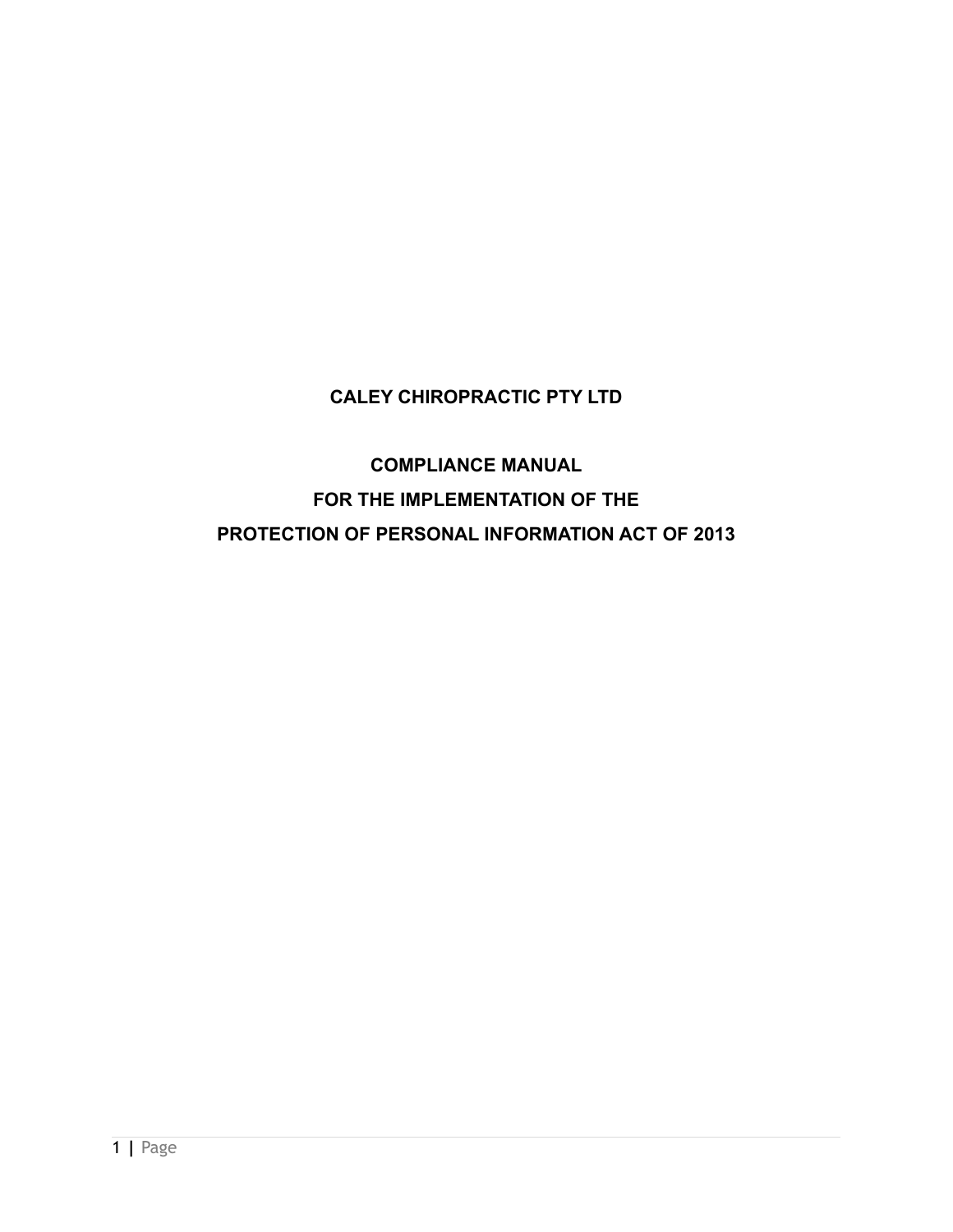# CALEY CHIROPRACTIC PTY LTD

## COMPLIANCE MANUAL

## FOR THE IMPLEMENTATION OF THE

## PROTECTION OF PERSONAL INFORMATION ACT OF 2013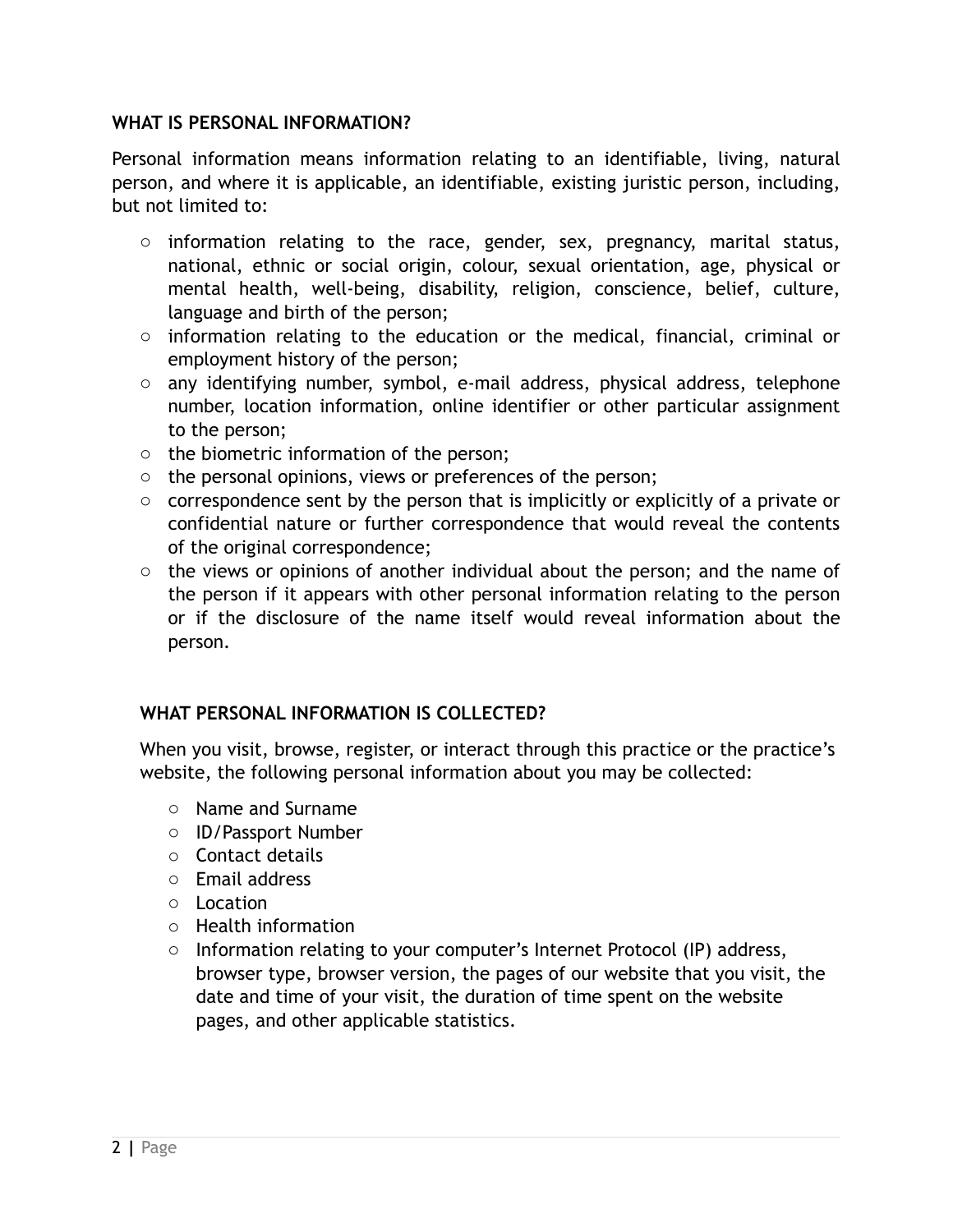## WHAT IS PERSONAL INFORMATION?

Personal information means information relating to an identifiable, living, natural person, and where it is applicable, an identifiable, existing juristic person, including, but not limited to:

- information relating to the race, gender, sex, pregnancy, marital status, national, ethnic or social origin, colour, sexual orientation, age, physical or mental health, well-being, disability, religion, conscience, belief, culture, language and birth of the person;
- information relating to the education or the medical, financial, criminal or employment history of the person;
- any identifying number, symbol, e-mail address, physical address, telephone number, location information, online identifier or other particular assignment to the person;
- the biometric information of the person;
- the personal opinions, views or preferences of the person;
- correspondence sent by the person that is implicitly or explicitly of a private or confidential nature or further correspondence that would reveal the contents of the original correspondence;
- the views or opinions of another individual about the person; and the name of the person if it appears with other personal information relating to the person or if the disclosure of the name itself would reveal information about the person.

## WHAT PERSONAL INFORMATION IS COLLECTED?

When you visit, browse, register, or interact through this practice or the practice's website, the following personal information about you may be collected:

- Name and Surname
- ID/Passport Number
- Contact details
- Email address
- Location
- Health information
- Information relating to your computer's Internet Protocol (IP) address, browser type, browser version, the pages of our website that you visit, the date and time of your visit, the duration of time spent on the website pages, and other applicable statistics.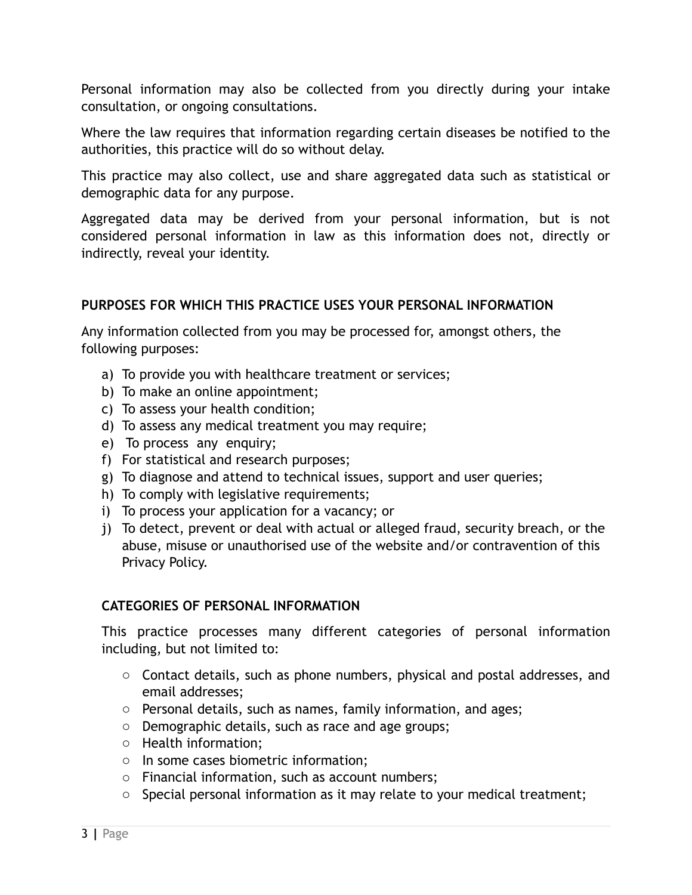Personal information may also be collected from you directly during your intake consultation, or ongoing consultations.

Where the law requires that information regarding certain diseases be notified to the authorities, this practice will do so without delay.

This practice may also collect, use and share aggregated data such as statistical or demographic data for any purpose.

Aggregated data may be derived from your personal information, but is not considered personal information in law as this information does not, directly or indirectly, reveal your identity.

## PURPOSES FOR WHICH THIS PRACTICE USES YOUR PERSONAL INFORMATION

Any information collected from you may be processed for, amongst others, the following purposes:

a) To provide you with healthcare treatment or services;
b) To make an online appointment;
c) To assess your health condition;
d) To assess any medical treatment you may require;
e) To process any enquiry;
f) For statistical and research purposes;
g) To diagnose and attend to technical issues, support and user queries;
h) To comply with legislative requirements;
i) To process your application for a vacancy; or
j) To detect, prevent or deal with actual or alleged fraud, security breach, or the abuse, misuse or unauthorised use of the website and/or contravention of this Privacy Policy.

## CATEGORIES OF PERSONAL INFORMATION

This practice processes many different categories of personal information including, but not limited to:

- Contact details, such as phone numbers, physical and postal addresses, and email addresses;
- Personal details, such as names, family information, and ages;
- Demographic details, such as race and age groups;
- Health information;
- In some cases biometric information;
- Financial information, such as account numbers;
- Special personal information as it may relate to your medical treatment;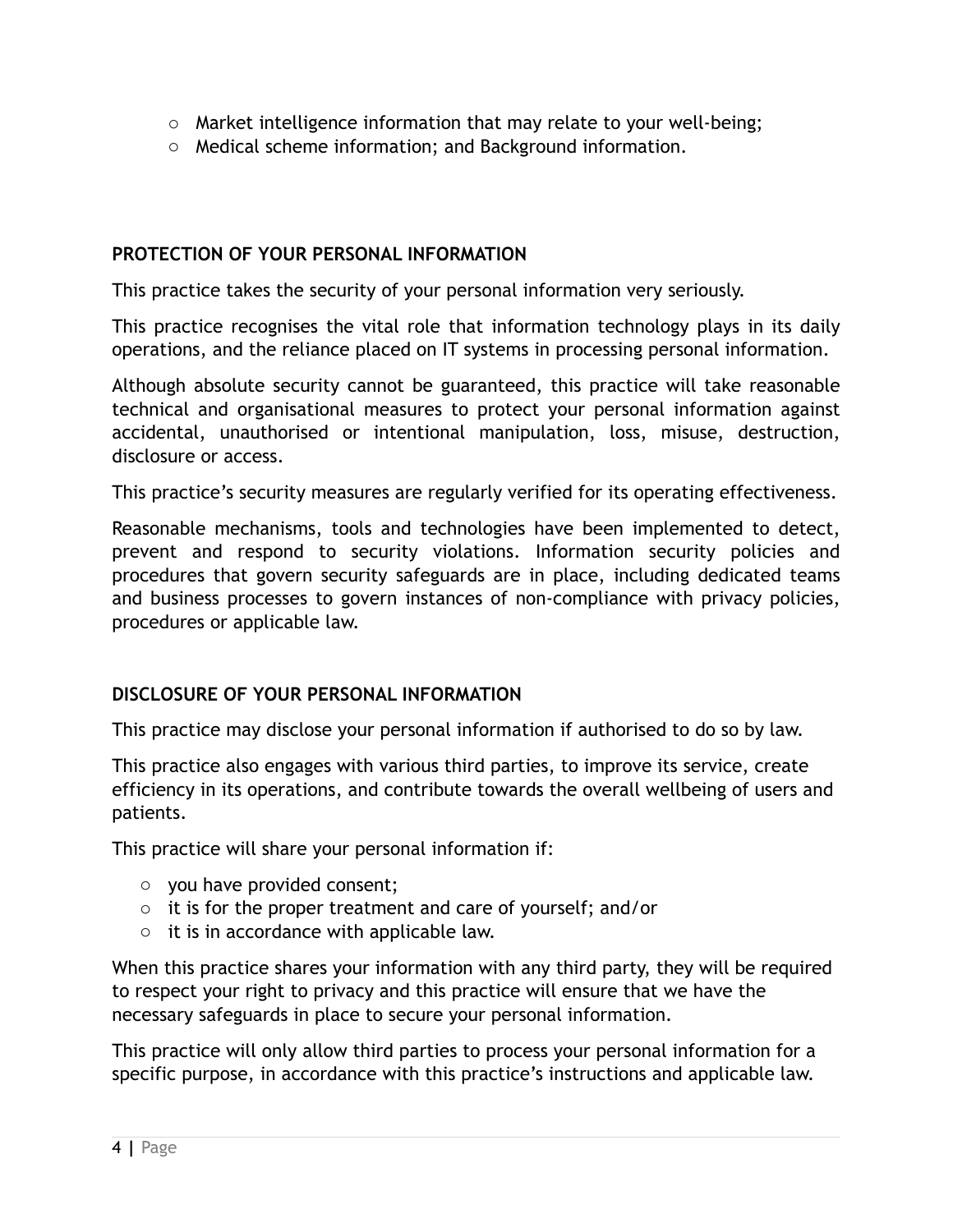- Market intelligence information that may relate to your well-being;
- Medical scheme information; and Background information.

## PROTECTION OF YOUR PERSONAL INFORMATION

This practice takes the security of your personal information very seriously.

This practice recognises the vital role that information technology plays in its daily operations, and the reliance placed on IT systems in processing personal information.

Although absolute security cannot be guaranteed, this practice will take reasonable technical and organisational measures to protect your personal information against accidental, unauthorised or intentional manipulation, loss, misuse, destruction, disclosure or access.

This practice's security measures are regularly verified for its operating effectiveness.

Reasonable mechanisms, tools and technologies have been implemented to detect, prevent and respond to security violations. Information security policies and procedures that govern security safeguards are in place, including dedicated teams and business processes to govern instances of non-compliance with privacy policies, procedures or applicable law.

## DISCLOSURE OF YOUR PERSONAL INFORMATION

This practice may disclose your personal information if authorised to do so by law.

This practice also engages with various third parties, to improve its service, create efficiency in its operations, and contribute towards the overall wellbeing of users and patients.

This practice will share your personal information if:

- you have provided consent;
- it is for the proper treatment and care of yourself; and/or
- it is in accordance with applicable law.

When this practice shares your information with any third party, they will be required to respect your right to privacy and this practice will ensure that we have the necessary safeguards in place to secure your personal information.

This practice will only allow third parties to process your personal information for a specific purpose, in accordance with this practice's instructions and applicable law.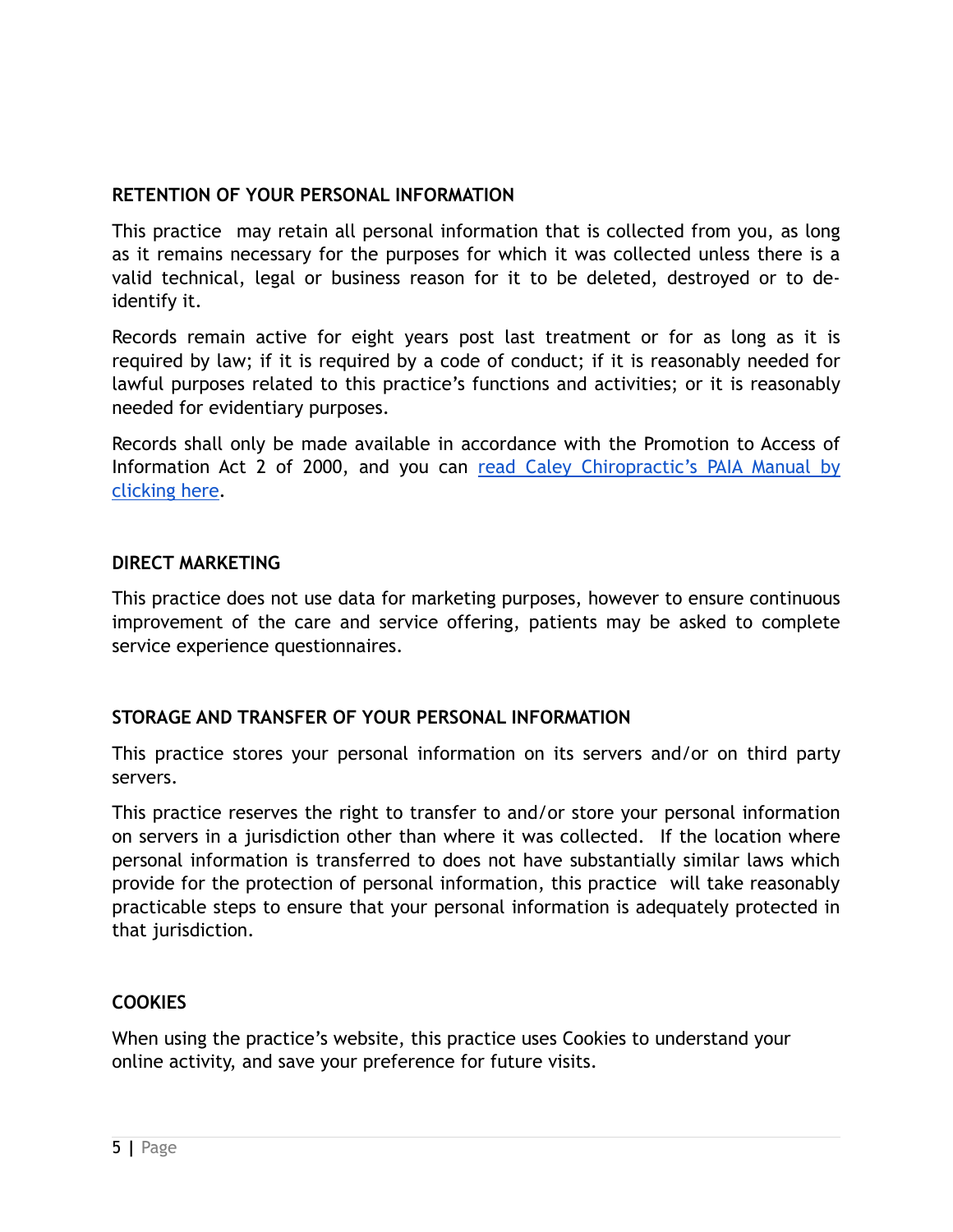**RETENTION OF YOUR PERSONAL INFORMATION**

This practice may retain all personal information that is collected from you, as long as it remains necessary for the purposes for which it was collected unless there is a valid technical, legal or business reason for it to be deleted, destroyed or to de-identify it.

Records remain active for eight years post last treatment or for as long as it is required by law; if it is required by a code of conduct; if it is reasonably needed for lawful purposes related to this practice's functions and activities; or it is reasonably needed for evidentiary purposes.

Records shall only be made available in accordance with the Promotion to Access of Information Act 2 of 2000, and you can read Caley Chiropractic's PAIA Manual by clicking here.

**DIRECT MARKETING**

This practice does not use data for marketing purposes, however to ensure continuous improvement of the care and service offering, patients may be asked to complete service experience questionnaires.

**STORAGE AND TRANSFER OF YOUR PERSONAL INFORMATION**

This practice stores your personal information on its servers and/or on third party servers.

This practice reserves the right to transfer to and/or store your personal information on servers in a jurisdiction other than where it was collected. If the location where personal information is transferred to does not have substantially similar laws which provide for the protection of personal information, this practice will take reasonably practicable steps to ensure that your personal information is adequately protected in that jurisdiction.

**COOKIES**

When using the practice's website, this practice uses Cookies to understand your online activity, and save your preference for future visits.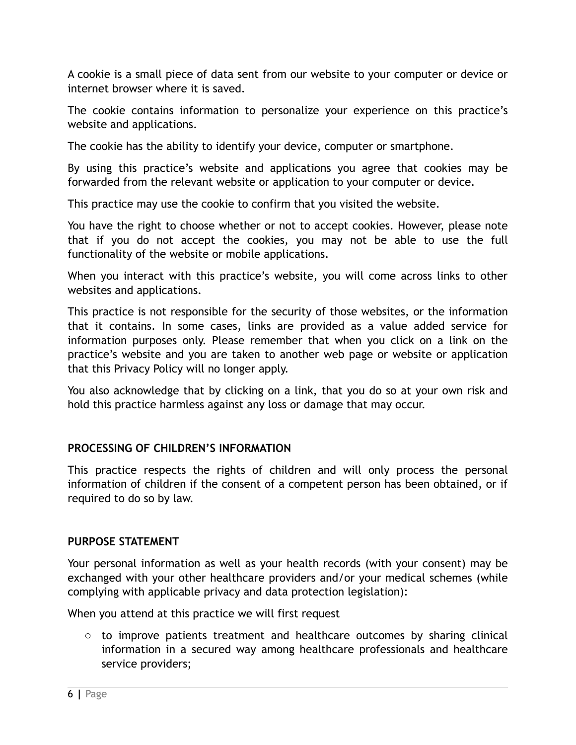A cookie is a small piece of data sent from our website to your computer or device or internet browser where it is saved.

The cookie contains information to personalize your experience on this practice's website and applications.

The cookie has the ability to identify your device, computer or smartphone.

By using this practice's website and applications you agree that cookies may be forwarded from the relevant website or application to your computer or device.

This practice may use the cookie to confirm that you visited the website.

You have the right to choose whether or not to accept cookies. However, please note that if you do not accept the cookies, you may not be able to use the full functionality of the website or mobile applications.

When you interact with this practice's website, you will come across links to other websites and applications.

This practice is not responsible for the security of those websites, or the information that it contains. In some cases, links are provided as a value added service for information purposes only. Please remember that when you click on a link on the practice's website and you are taken to another web page or website or application that this Privacy Policy will no longer apply.

You also acknowledge that by clicking on a link, that you do so at your own risk and hold this practice harmless against any loss or damage that may occur.

**PROCESSING OF CHILDREN'S INFORMATION**

This practice respects the rights of children and will only process the personal information of children if the consent of a competent person has been obtained, or if required to do so by law.

**PURPOSE STATEMENT**

Your personal information as well as your health records (with your consent) may be exchanged with your other healthcare providers and/or your medical schemes (while complying with applicable privacy and data protection legislation):

When you attend at this practice we will first request

- to improve patients treatment and healthcare outcomes by sharing clinical information in a secured way among healthcare professionals and healthcare service providers;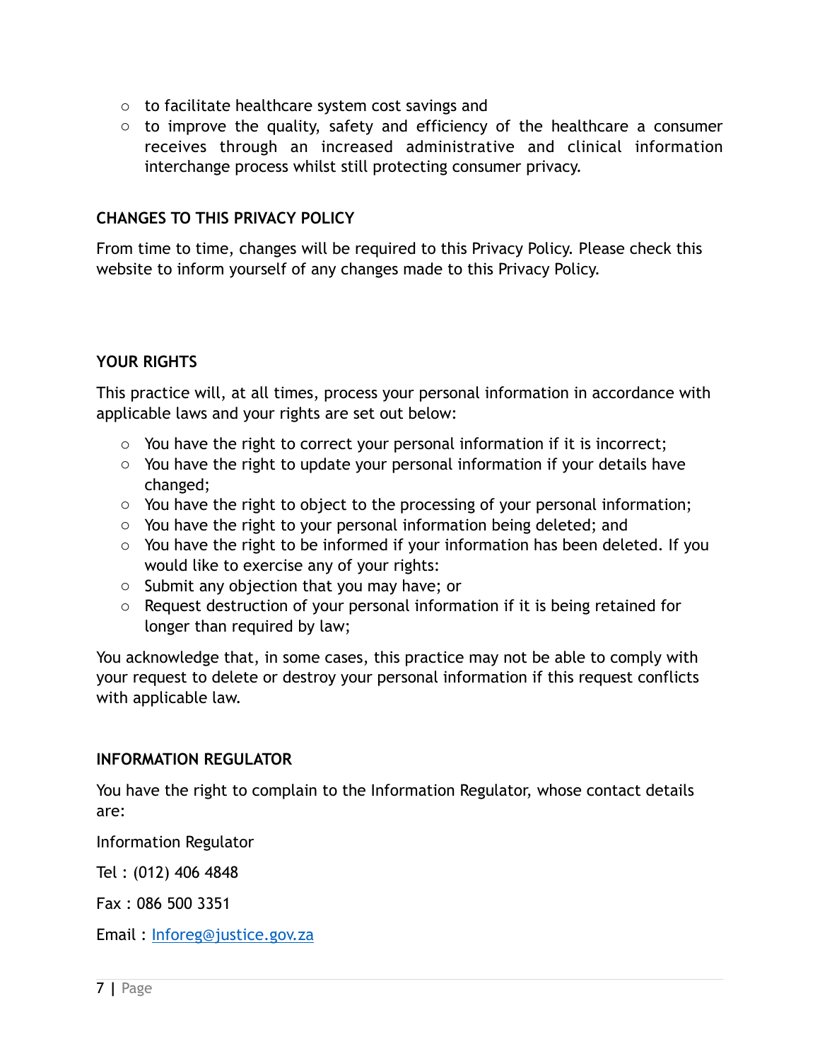- to facilitate healthcare system cost savings and
- to improve the quality, safety and efficiency of the healthcare a consumer receives through an increased administrative and clinical information interchange process whilst still protecting consumer privacy.

**CHANGES TO THIS PRIVACY POLICY**

From time to time, changes will be required to this Privacy Policy. Please check this website to inform yourself of any changes made to this Privacy Policy.

**YOUR RIGHTS**

This practice will, at all times, process your personal information in accordance with applicable laws and your rights are set out below:

- You have the right to correct your personal information if it is incorrect;
- You have the right to update your personal information if your details have changed;
- You have the right to object to the processing of your personal information;
- You have the right to your personal information being deleted; and
- You have the right to be informed if your information has been deleted. If you would like to exercise any of your rights:
- Submit any objection that you may have; or
- Request destruction of your personal information if it is being retained for longer than required by law;

You acknowledge that, in some cases, this practice may not be able to comply with your request to delete or destroy your personal information if this request conflicts with applicable law.

**INFORMATION REGULATOR**

You have the right to complain to the Information Regulator, whose contact details are:

Information Regulator

Tel : (012) 406 4848

Fax : 086 500 3351

Email : [Inforeg@justice.gov.za](mailto:Inforeg@justice.gov.za)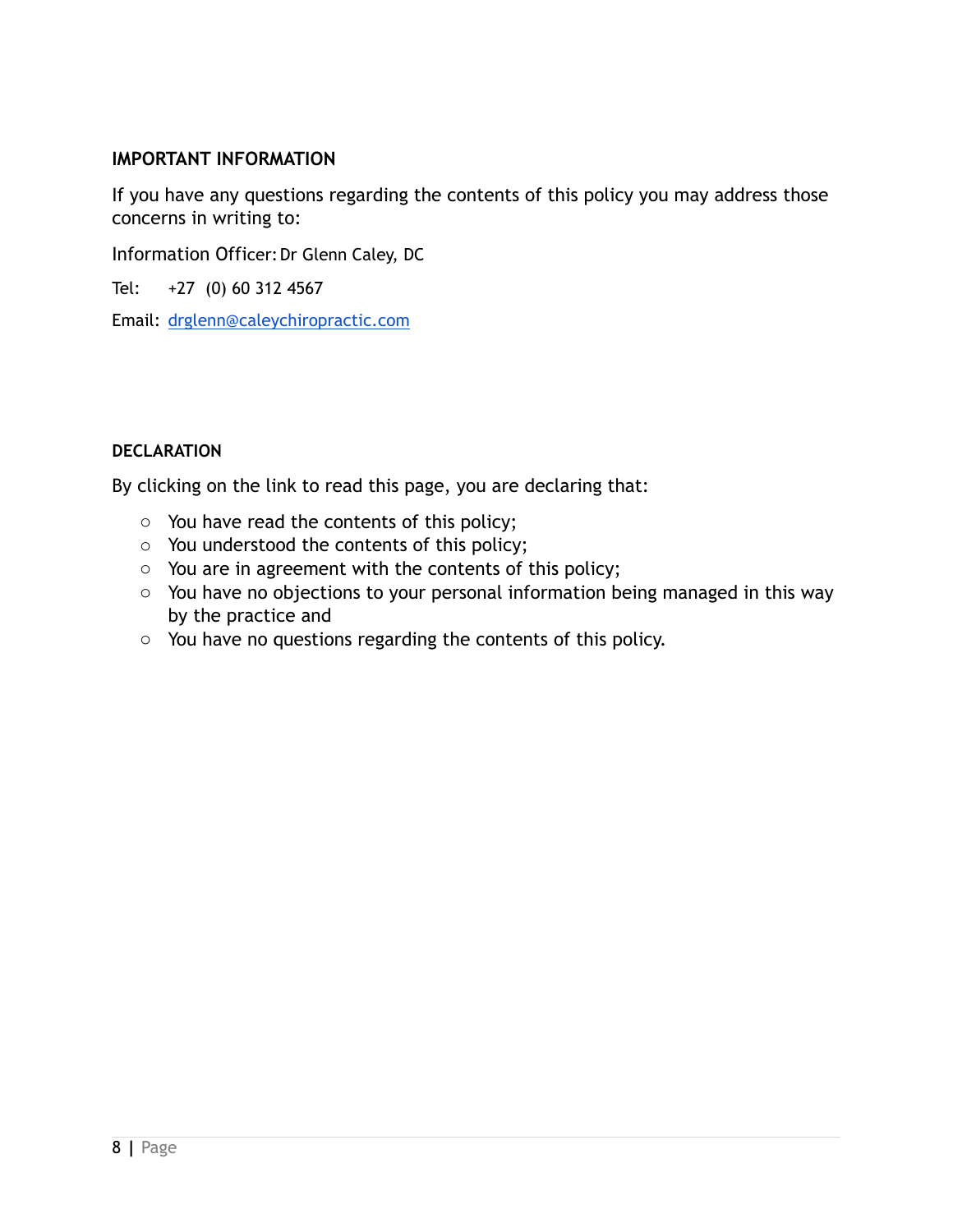**IMPORTANT INFORMATION**

If you have any questions regarding the contents of this policy you may address those concerns in writing to:

Information Officer: Dr Glenn Caley, DC

Tel: +27 (0) 60 312 4567

Email: drglenn@caleychiropractic.com

**DECLARATION**

By clicking on the link to read this page, you are declaring that:

- You have read the contents of this policy;
- You understood the contents of this policy;
- You are in agreement with the contents of this policy;
- You have no objections to your personal information being managed in this way by the practice and
- You have no questions regarding the contents of this policy.